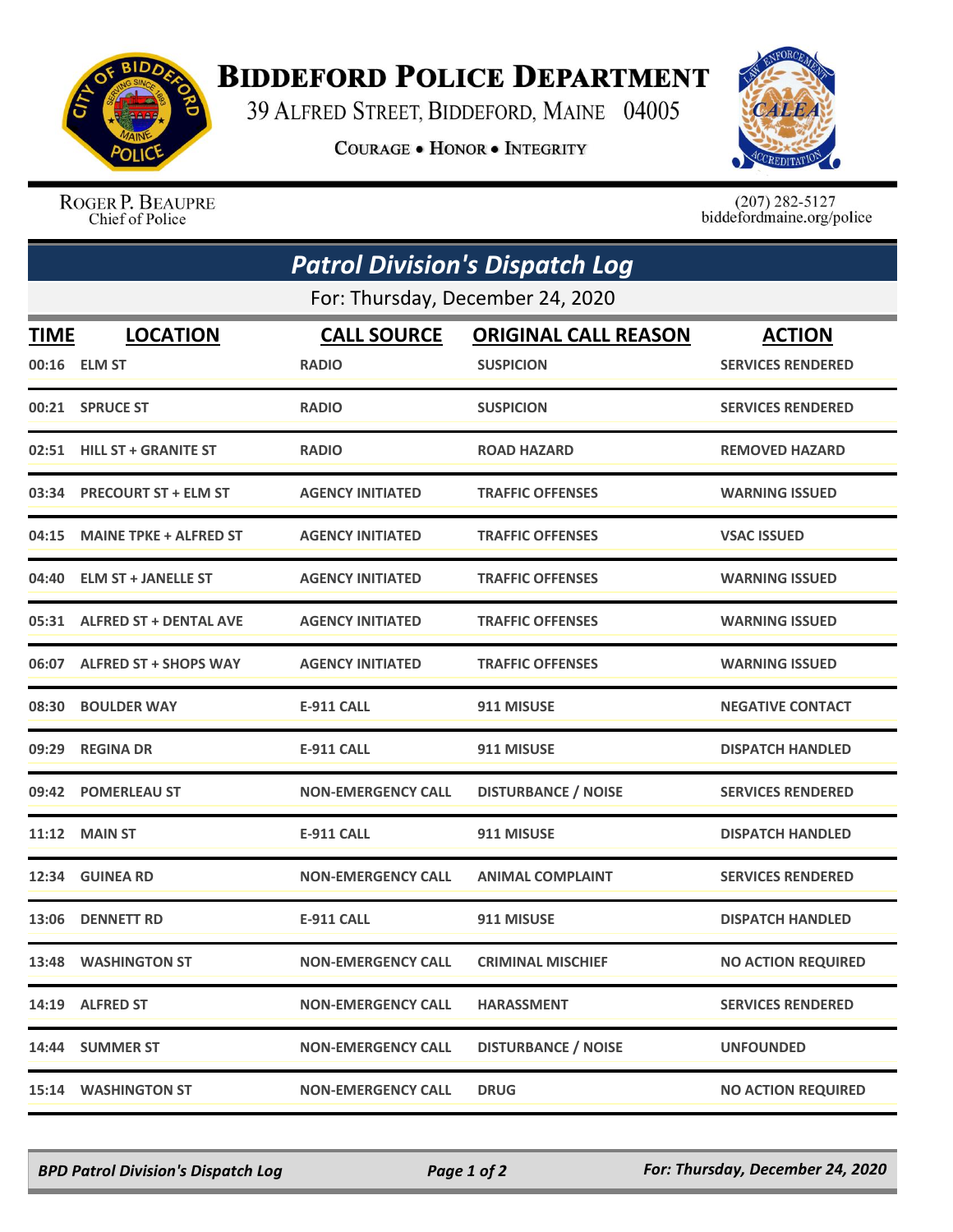# Biddeford Police Department

39 Alfred Street, Biddeford, Maine 04005

Courage • Honor • Integrity

Roger P. Beaupre
Chief of Police

(207) 282-5127
biddefordmaine.org/police

## Patrol Division's Dispatch Log

For: Thursday, December 24, 2020

| TIME | LOCATION | CALL SOURCE | ORIGINAL CALL REASON | ACTION |
|---|---|---|---|---|
| 00:16 | ELM ST | RADIO | SUSPICION | SERVICES RENDERED |
| 00:21 | SPRUCE ST | RADIO | SUSPICION | SERVICES RENDERED |
| 02:51 | HILL ST + GRANITE ST | RADIO | ROAD HAZARD | REMOVED HAZARD |
| 03:34 | PRECOURT ST + ELM ST | AGENCY INITIATED | TRAFFIC OFFENSES | WARNING ISSUED |
| 04:15 | MAINE TPKE + ALFRED ST | AGENCY INITIATED | TRAFFIC OFFENSES | VSAC ISSUED |
| 04:40 | ELM ST + JANELLE ST | AGENCY INITIATED | TRAFFIC OFFENSES | WARNING ISSUED |
| 05:31 | ALFRED ST + DENTAL AVE | AGENCY INITIATED | TRAFFIC OFFENSES | WARNING ISSUED |
| 06:07 | ALFRED ST + SHOPS WAY | AGENCY INITIATED | TRAFFIC OFFENSES | WARNING ISSUED |
| 08:30 | BOULDER WAY | E-911 CALL | 911 MISUSE | NEGATIVE CONTACT |
| 09:29 | REGINA DR | E-911 CALL | 911 MISUSE | DISPATCH HANDLED |
| 09:42 | POMERLEAU ST | NON-EMERGENCY CALL | DISTURBANCE / NOISE | SERVICES RENDERED |
| 11:12 | MAIN ST | E-911 CALL | 911 MISUSE | DISPATCH HANDLED |
| 12:34 | GUINEA RD | NON-EMERGENCY CALL | ANIMAL COMPLAINT | SERVICES RENDERED |
| 13:06 | DENNETT RD | E-911 CALL | 911 MISUSE | DISPATCH HANDLED |
| 13:48 | WASHINGTON ST | NON-EMERGENCY CALL | CRIMINAL MISCHIEF | NO ACTION REQUIRED |
| 14:19 | ALFRED ST | NON-EMERGENCY CALL | HARASSMENT | SERVICES RENDERED |
| 14:44 | SUMMER ST | NON-EMERGENCY CALL | DISTURBANCE / NOISE | UNFOUNDED |
| 15:14 | WASHINGTON ST | NON-EMERGENCY CALL | DRUG | NO ACTION REQUIRED |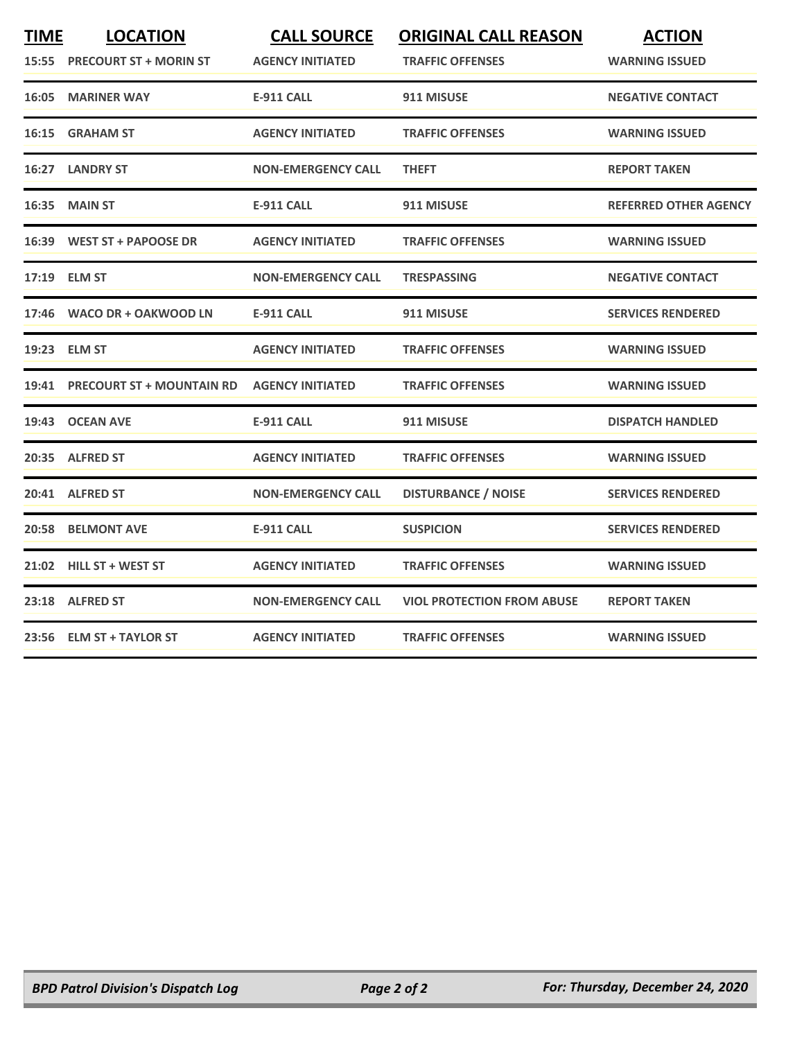| TIME | LOCATION | CALL SOURCE | ORIGINAL CALL REASON | ACTION |
| --- | --- | --- | --- | --- |
| 15:55 | PRECOURT ST + MORIN ST | AGENCY INITIATED | TRAFFIC OFFENSES | WARNING ISSUED |
| 16:05 | MARINER WAY | E-911 CALL | 911 MISUSE | NEGATIVE CONTACT |
| 16:15 | GRAHAM ST | AGENCY INITIATED | TRAFFIC OFFENSES | WARNING ISSUED |
| 16:27 | LANDRY ST | NON-EMERGENCY CALL | THEFT | REPORT TAKEN |
| 16:35 | MAIN ST | E-911 CALL | 911 MISUSE | REFERRED OTHER AGENCY |
| 16:39 | WEST ST + PAPOOSE DR | AGENCY INITIATED | TRAFFIC OFFENSES | WARNING ISSUED |
| 17:19 | ELM ST | NON-EMERGENCY CALL | TRESPASSING | NEGATIVE CONTACT |
| 17:46 | WACO DR + OAKWOOD LN | E-911 CALL | 911 MISUSE | SERVICES RENDERED |
| 19:23 | ELM ST | AGENCY INITIATED | TRAFFIC OFFENSES | WARNING ISSUED |
| 19:41 | PRECOURT ST + MOUNTAIN RD | AGENCY INITIATED | TRAFFIC OFFENSES | WARNING ISSUED |
| 19:43 | OCEAN AVE | E-911 CALL | 911 MISUSE | DISPATCH HANDLED |
| 20:35 | ALFRED ST | AGENCY INITIATED | TRAFFIC OFFENSES | WARNING ISSUED |
| 20:41 | ALFRED ST | NON-EMERGENCY CALL | DISTURBANCE / NOISE | SERVICES RENDERED |
| 20:58 | BELMONT AVE | E-911 CALL | SUSPICION | SERVICES RENDERED |
| 21:02 | HILL ST + WEST ST | AGENCY INITIATED | TRAFFIC OFFENSES | WARNING ISSUED |
| 23:18 | ALFRED ST | NON-EMERGENCY CALL | VIOL PROTECTION FROM ABUSE | REPORT TAKEN |
| 23:56 | ELM ST + TAYLOR ST | AGENCY INITIATED | TRAFFIC OFFENSES | WARNING ISSUED |